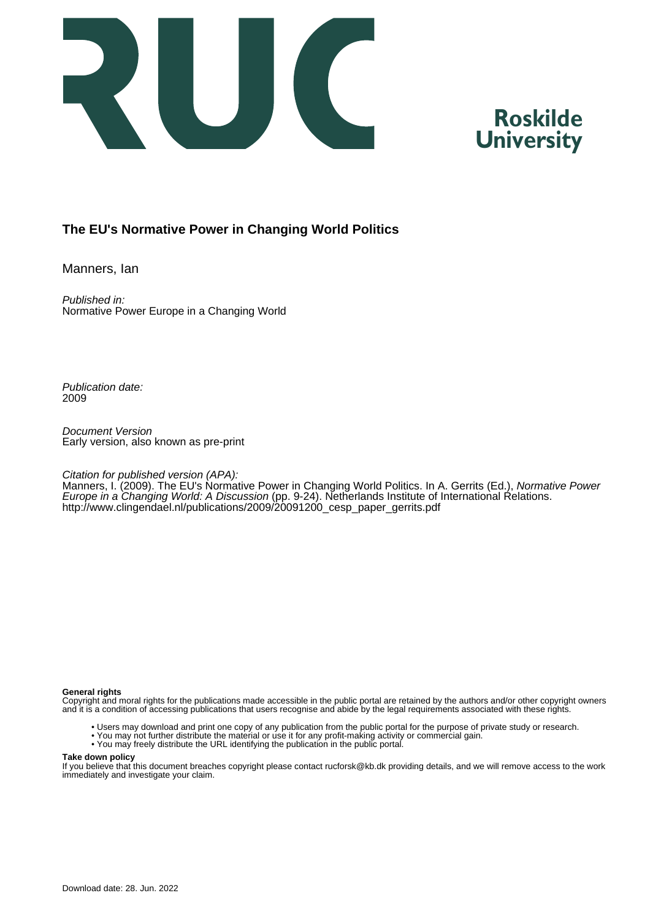Roskilde
University

## The EU's Normative Power in Changing World Politics

Manners, Ian

*Published in:*
Normative Power Europe in a Changing World

*Publication date:*
2009

*Document Version*
Early version, also known as pre-print

*Citation for published version (APA):*
Manners, I. (2009). The EU's Normative Power in Changing World Politics. In A. Gerrits (Ed.), *Normative Power Europe in a Changing World: A Discussion* (pp. 9-24). Netherlands Institute of International Relations. http://www.clingendael.nl/publications/2009/20091200_cesp_paper_gerrits.pdf

**General rights**
Copyright and moral rights for the publications made accessible in the public portal are retained by the authors and/or other copyright owners and it is a condition of accessing publications that users recognise and abide by the legal requirements associated with these rights.

- Users may download and print one copy of any publication from the public portal for the purpose of private study or research.
- You may not further distribute the material or use it for any profit-making activity or commercial gain.
- You may freely distribute the URL identifying the publication in the public portal.

**Take down policy**
If you believe that this document breaches copyright please contact rucforsk@kb.dk providing details, and we will remove access to the work immediately and investigate your claim.

Download date: 28. Jun. 2022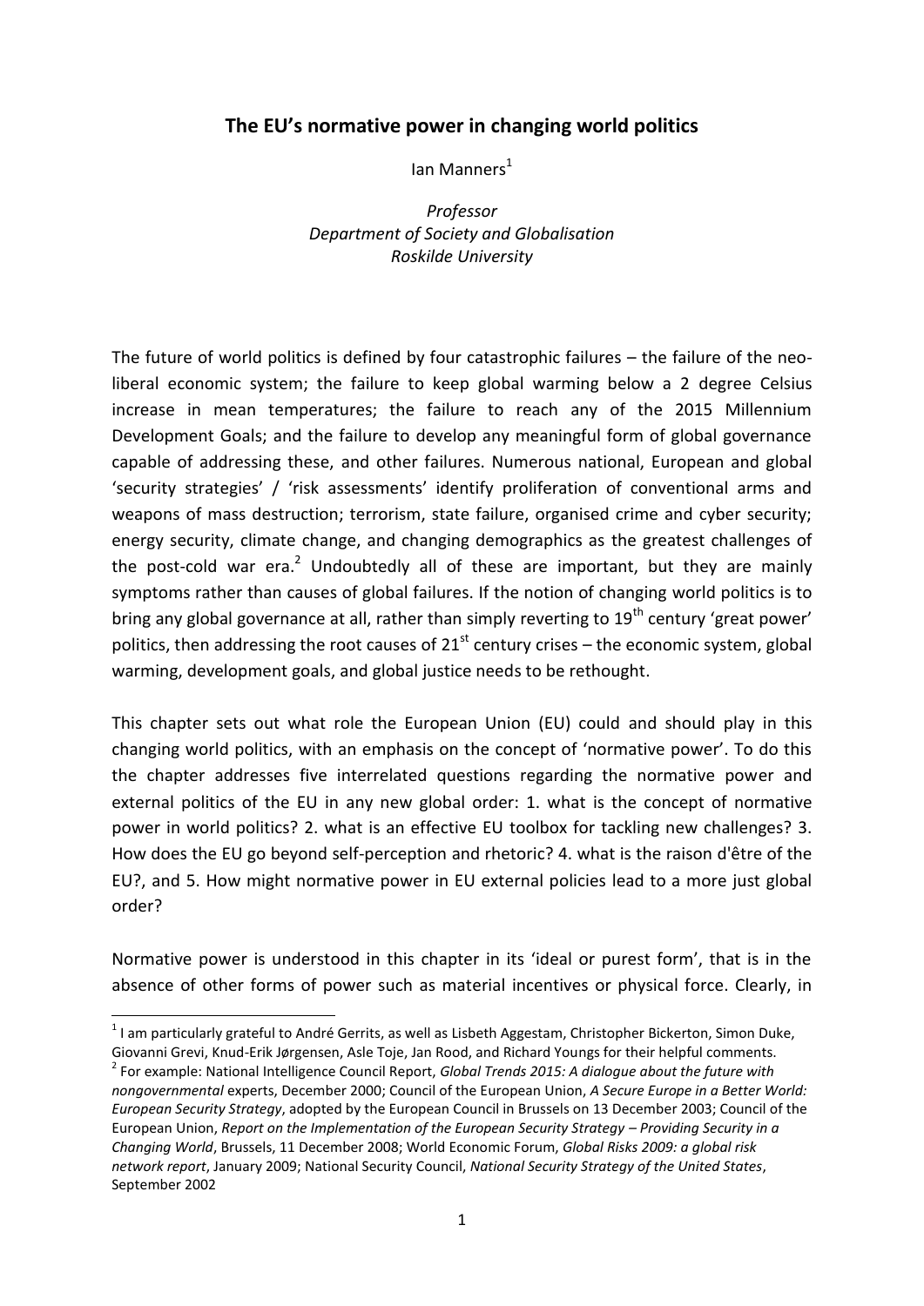# The EU's normative power in changing world politics

Ian Manners[1]

*Professor*
*Department of Society and Globalisation*
*Roskilde University*

The future of world politics is defined by four catastrophic failures – the failure of the neo-liberal economic system; the failure to keep global warming below a 2 degree Celsius increase in mean temperatures; the failure to reach any of the 2015 Millennium Development Goals; and the failure to develop any meaningful form of global governance capable of addressing these, and other failures. Numerous national, European and global 'security strategies' / 'risk assessments' identify proliferation of conventional arms and weapons of mass destruction; terrorism, state failure, organised crime and cyber security; energy security, climate change, and changing demographics as the greatest challenges of the post-cold war era.[2] Undoubtedly all of these are important, but they are mainly symptoms rather than causes of global failures. If the notion of changing world politics is to bring any global governance at all, rather than simply reverting to 19th century 'great power' politics, then addressing the root causes of 21st century crises – the economic system, global warming, development goals, and global justice needs to be rethought.

This chapter sets out what role the European Union (EU) could and should play in this changing world politics, with an emphasis on the concept of 'normative power'. To do this the chapter addresses five interrelated questions regarding the normative power and external politics of the EU in any new global order: 1. what is the concept of normative power in world politics? 2. what is an effective EU toolbox for tackling new challenges? 3. How does the EU go beyond self-perception and rhetoric? 4. what is the raison d'être of the EU?, and 5. How might normative power in EU external policies lead to a more just global order?

Normative power is understood in this chapter in its 'ideal or purest form', that is in the absence of other forms of power such as material incentives or physical force. Clearly, in

---

[1] I am particularly grateful to André Gerrits, as well as Lisbeth Aggestam, Christopher Bickerton, Simon Duke, Giovanni Grevi, Knud-Erik Jørgensen, Asle Toje, Jan Rood, and Richard Youngs for their helpful comments.

[2] For example: National Intelligence Council Report, *Global Trends 2015: A dialogue about the future with nongovernmental* experts, December 2000; Council of the European Union, *A Secure Europe in a Better World: European Security Strategy*, adopted by the European Council in Brussels on 13 December 2003; Council of the European Union, *Report on the Implementation of the European Security Strategy – Providing Security in a Changing World*, Brussels, 11 December 2008; World Economic Forum, *Global Risks 2009: a global risk network report*, January 2009; National Security Council, *National Security Strategy of the United States*, September 2002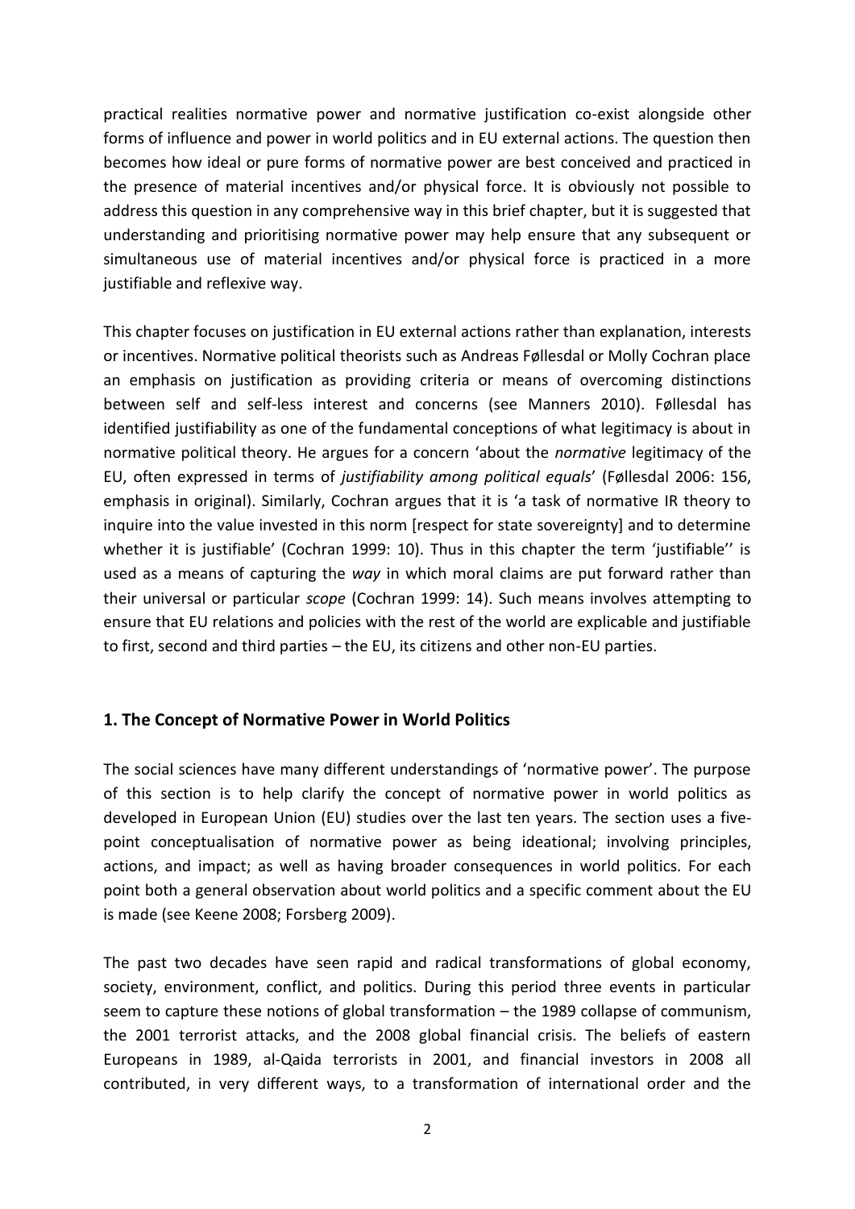practical realities normative power and normative justification co-exist alongside other forms of influence and power in world politics and in EU external actions. The question then becomes how ideal or pure forms of normative power are best conceived and practiced in the presence of material incentives and/or physical force. It is obviously not possible to address this question in any comprehensive way in this brief chapter, but it is suggested that understanding and prioritising normative power may help ensure that any subsequent or simultaneous use of material incentives and/or physical force is practiced in a more justifiable and reflexive way.

This chapter focuses on justification in EU external actions rather than explanation, interests or incentives. Normative political theorists such as Andreas Føllesdal or Molly Cochran place an emphasis on justification as providing criteria or means of overcoming distinctions between self and self-less interest and concerns (see Manners 2010). Føllesdal has identified justifiability as one of the fundamental conceptions of what legitimacy is about in normative political theory. He argues for a concern 'about the *normative* legitimacy of the EU, often expressed in terms of *justifiability among political equals*' (Føllesdal 2006: 156, emphasis in original). Similarly, Cochran argues that it is 'a task of normative IR theory to inquire into the value invested in this norm [respect for state sovereignty] and to determine whether it is justifiable' (Cochran 1999: 10). Thus in this chapter the term 'justifiable'' is used as a means of capturing the *way* in which moral claims are put forward rather than their universal or particular *scope* (Cochran 1999: 14). Such means involves attempting to ensure that EU relations and policies with the rest of the world are explicable and justifiable to first, second and third parties – the EU, its citizens and other non-EU parties.

## 1. The Concept of Normative Power in World Politics

The social sciences have many different understandings of 'normative power'. The purpose of this section is to help clarify the concept of normative power in world politics as developed in European Union (EU) studies over the last ten years. The section uses a five-point conceptualisation of normative power as being ideational; involving principles, actions, and impact; as well as having broader consequences in world politics. For each point both a general observation about world politics and a specific comment about the EU is made (see Keene 2008; Forsberg 2009).

The past two decades have seen rapid and radical transformations of global economy, society, environment, conflict, and politics. During this period three events in particular seem to capture these notions of global transformation – the 1989 collapse of communism, the 2001 terrorist attacks, and the 2008 global financial crisis. The beliefs of eastern Europeans in 1989, al-Qaida terrorists in 2001, and financial investors in 2008 all contributed, in very different ways, to a transformation of international order and the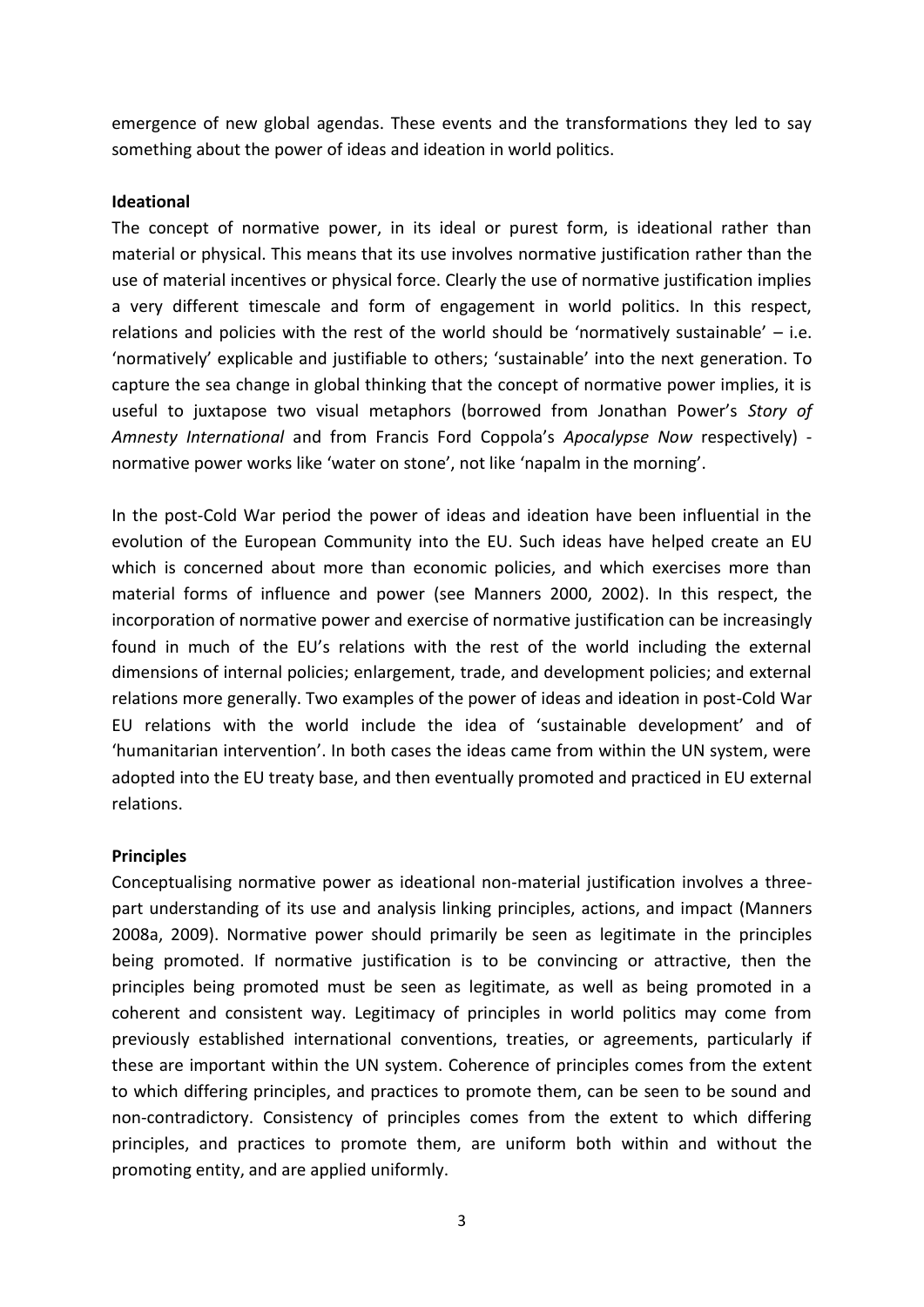emergence of new global agendas. These events and the transformations they led to say something about the power of ideas and ideation in world politics.

**Ideational**

The concept of normative power, in its ideal or purest form, is ideational rather than material or physical. This means that its use involves normative justification rather than the use of material incentives or physical force. Clearly the use of normative justification implies a very different timescale and form of engagement in world politics. In this respect, relations and policies with the rest of the world should be 'normatively sustainable' – i.e. 'normatively' explicable and justifiable to others; 'sustainable' into the next generation. To capture the sea change in global thinking that the concept of normative power implies, it is useful to juxtapose two visual metaphors (borrowed from Jonathan Power's *Story of Amnesty International* and from Francis Ford Coppola's *Apocalypse Now* respectively) - normative power works like 'water on stone', not like 'napalm in the morning'.

In the post-Cold War period the power of ideas and ideation have been influential in the evolution of the European Community into the EU. Such ideas have helped create an EU which is concerned about more than economic policies, and which exercises more than material forms of influence and power (see Manners 2000, 2002). In this respect, the incorporation of normative power and exercise of normative justification can be increasingly found in much of the EU's relations with the rest of the world including the external dimensions of internal policies; enlargement, trade, and development policies; and external relations more generally. Two examples of the power of ideas and ideation in post-Cold War EU relations with the world include the idea of 'sustainable development' and of 'humanitarian intervention'. In both cases the ideas came from within the UN system, were adopted into the EU treaty base, and then eventually promoted and practiced in EU external relations.

**Principles**

Conceptualising normative power as ideational non-material justification involves a three-part understanding of its use and analysis linking principles, actions, and impact (Manners 2008a, 2009). Normative power should primarily be seen as legitimate in the principles being promoted. If normative justification is to be convincing or attractive, then the principles being promoted must be seen as legitimate, as well as being promoted in a coherent and consistent way. Legitimacy of principles in world politics may come from previously established international conventions, treaties, or agreements, particularly if these are important within the UN system. Coherence of principles comes from the extent to which differing principles, and practices to promote them, can be seen to be sound and non-contradictory. Consistency of principles comes from the extent to which differing principles, and practices to promote them, are uniform both within and without the promoting entity, and are applied uniformly.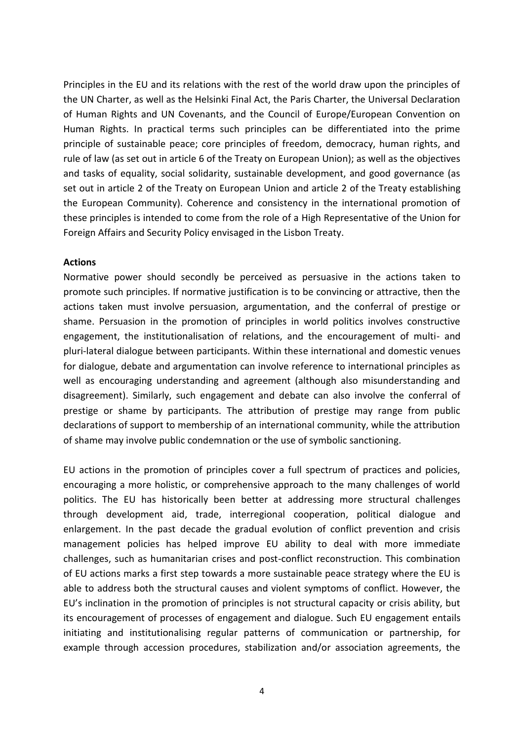Principles in the EU and its relations with the rest of the world draw upon the principles of the UN Charter, as well as the Helsinki Final Act, the Paris Charter, the Universal Declaration of Human Rights and UN Covenants, and the Council of Europe/European Convention on Human Rights. In practical terms such principles can be differentiated into the prime principle of sustainable peace; core principles of freedom, democracy, human rights, and rule of law (as set out in article 6 of the Treaty on European Union); as well as the objectives and tasks of equality, social solidarity, sustainable development, and good governance (as set out in article 2 of the Treaty on European Union and article 2 of the Treaty establishing the European Community). Coherence and consistency in the international promotion of these principles is intended to come from the role of a High Representative of the Union for Foreign Affairs and Security Policy envisaged in the Lisbon Treaty.

**Actions**

Normative power should secondly be perceived as persuasive in the actions taken to promote such principles. If normative justification is to be convincing or attractive, then the actions taken must involve persuasion, argumentation, and the conferral of prestige or shame. Persuasion in the promotion of principles in world politics involves constructive engagement, the institutionalisation of relations, and the encouragement of multi- and pluri-lateral dialogue between participants. Within these international and domestic venues for dialogue, debate and argumentation can involve reference to international principles as well as encouraging understanding and agreement (although also misunderstanding and disagreement). Similarly, such engagement and debate can also involve the conferral of prestige or shame by participants. The attribution of prestige may range from public declarations of support to membership of an international community, while the attribution of shame may involve public condemnation or the use of symbolic sanctioning.

EU actions in the promotion of principles cover a full spectrum of practices and policies, encouraging a more holistic, or comprehensive approach to the many challenges of world politics. The EU has historically been better at addressing more structural challenges through development aid, trade, interregional cooperation, political dialogue and enlargement. In the past decade the gradual evolution of conflict prevention and crisis management policies has helped improve EU ability to deal with more immediate challenges, such as humanitarian crises and post-conflict reconstruction. This combination of EU actions marks a first step towards a more sustainable peace strategy where the EU is able to address both the structural causes and violent symptoms of conflict. However, the EU's inclination in the promotion of principles is not structural capacity or crisis ability, but its encouragement of processes of engagement and dialogue. Such EU engagement entails initiating and institutionalising regular patterns of communication or partnership, for example through accession procedures, stabilization and/or association agreements, the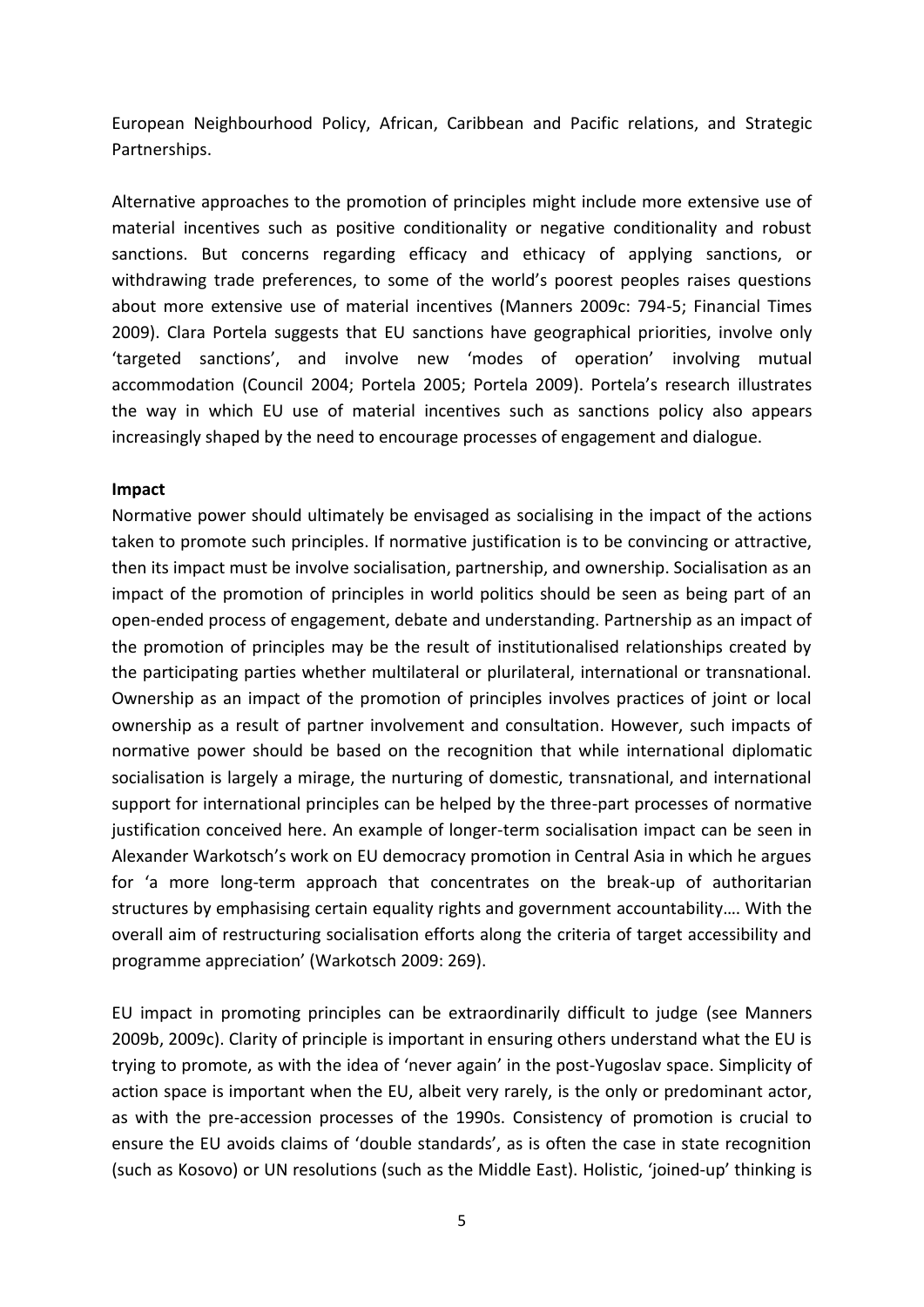European Neighbourhood Policy, African, Caribbean and Pacific relations, and Strategic Partnerships.

Alternative approaches to the promotion of principles might include more extensive use of material incentives such as positive conditionality or negative conditionality and robust sanctions. But concerns regarding efficacy and ethicacy of applying sanctions, or withdrawing trade preferences, to some of the world's poorest peoples raises questions about more extensive use of material incentives (Manners 2009c: 794-5; Financial Times 2009). Clara Portela suggests that EU sanctions have geographical priorities, involve only 'targeted sanctions', and involve new 'modes of operation' involving mutual accommodation (Council 2004; Portela 2005; Portela 2009). Portela's research illustrates the way in which EU use of material incentives such as sanctions policy also appears increasingly shaped by the need to encourage processes of engagement and dialogue.

**Impact**

Normative power should ultimately be envisaged as socialising in the impact of the actions taken to promote such principles. If normative justification is to be convincing or attractive, then its impact must be involve socialisation, partnership, and ownership. Socialisation as an impact of the promotion of principles in world politics should be seen as being part of an open-ended process of engagement, debate and understanding. Partnership as an impact of the promotion of principles may be the result of institutionalised relationships created by the participating parties whether multilateral or plurilateral, international or transnational. Ownership as an impact of the promotion of principles involves practices of joint or local ownership as a result of partner involvement and consultation. However, such impacts of normative power should be based on the recognition that while international diplomatic socialisation is largely a mirage, the nurturing of domestic, transnational, and international support for international principles can be helped by the three-part processes of normative justification conceived here. An example of longer-term socialisation impact can be seen in Alexander Warkotsch's work on EU democracy promotion in Central Asia in which he argues for 'a more long-term approach that concentrates on the break-up of authoritarian structures by emphasising certain equality rights and government accountability…. With the overall aim of restructuring socialisation efforts along the criteria of target accessibility and programme appreciation' (Warkotsch 2009: 269).

EU impact in promoting principles can be extraordinarily difficult to judge (see Manners 2009b, 2009c). Clarity of principle is important in ensuring others understand what the EU is trying to promote, as with the idea of 'never again' in the post-Yugoslav space. Simplicity of action space is important when the EU, albeit very rarely, is the only or predominant actor, as with the pre-accession processes of the 1990s. Consistency of promotion is crucial to ensure the EU avoids claims of 'double standards', as is often the case in state recognition (such as Kosovo) or UN resolutions (such as the Middle East). Holistic, 'joined-up' thinking is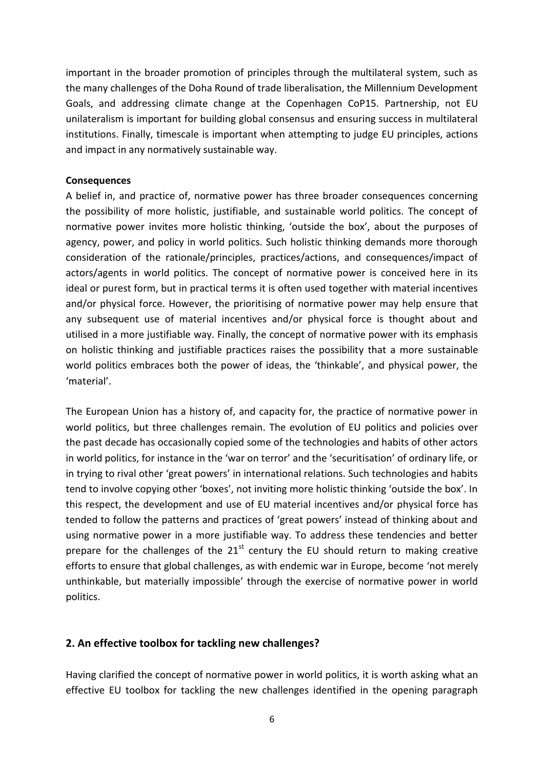important in the broader promotion of principles through the multilateral system, such as the many challenges of the Doha Round of trade liberalisation, the Millennium Development Goals, and addressing climate change at the Copenhagen CoP15. Partnership, not EU unilateralism is important for building global consensus and ensuring success in multilateral institutions. Finally, timescale is important when attempting to judge EU principles, actions and impact in any normatively sustainable way.

**Consequences**

A belief in, and practice of, normative power has three broader consequences concerning the possibility of more holistic, justifiable, and sustainable world politics. The concept of normative power invites more holistic thinking, 'outside the box', about the purposes of agency, power, and policy in world politics. Such holistic thinking demands more thorough consideration of the rationale/principles, practices/actions, and consequences/impact of actors/agents in world politics. The concept of normative power is conceived here in its ideal or purest form, but in practical terms it is often used together with material incentives and/or physical force. However, the prioritising of normative power may help ensure that any subsequent use of material incentives and/or physical force is thought about and utilised in a more justifiable way. Finally, the concept of normative power with its emphasis on holistic thinking and justifiable practices raises the possibility that a more sustainable world politics embraces both the power of ideas, the 'thinkable', and physical power, the 'material'.

The European Union has a history of, and capacity for, the practice of normative power in world politics, but three challenges remain. The evolution of EU politics and policies over the past decade has occasionally copied some of the technologies and habits of other actors in world politics, for instance in the 'war on terror' and the 'securitisation' of ordinary life, or in trying to rival other 'great powers' in international relations. Such technologies and habits tend to involve copying other 'boxes', not inviting more holistic thinking 'outside the box'. In this respect, the development and use of EU material incentives and/or physical force has tended to follow the patterns and practices of 'great powers' instead of thinking about and using normative power in a more justifiable way. To address these tendencies and better prepare for the challenges of the 21st century the EU should return to making creative efforts to ensure that global challenges, as with endemic war in Europe, become 'not merely unthinkable, but materially impossible' through the exercise of normative power in world politics.

## 2. An effective toolbox for tackling new challenges?

Having clarified the concept of normative power in world politics, it is worth asking what an effective EU toolbox for tackling the new challenges identified in the opening paragraph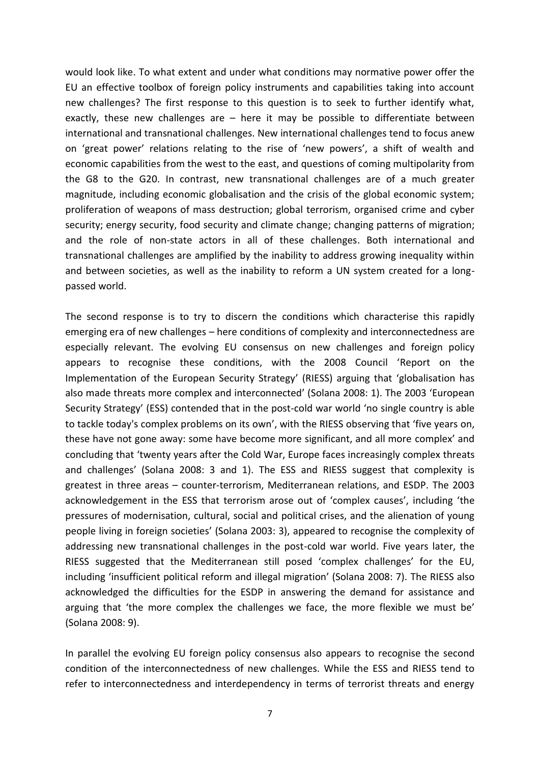would look like. To what extent and under what conditions may normative power offer the EU an effective toolbox of foreign policy instruments and capabilities taking into account new challenges? The first response to this question is to seek to further identify what, exactly, these new challenges are – here it may be possible to differentiate between international and transnational challenges. New international challenges tend to focus anew on 'great power' relations relating to the rise of 'new powers', a shift of wealth and economic capabilities from the west to the east, and questions of coming multipolarity from the G8 to the G20. In contrast, new transnational challenges are of a much greater magnitude, including economic globalisation and the crisis of the global economic system; proliferation of weapons of mass destruction; global terrorism, organised crime and cyber security; energy security, food security and climate change; changing patterns of migration; and the role of non-state actors in all of these challenges. Both international and transnational challenges are amplified by the inability to address growing inequality within and between societies, as well as the inability to reform a UN system created for a long-passed world.

The second response is to try to discern the conditions which characterise this rapidly emerging era of new challenges – here conditions of complexity and interconnectedness are especially relevant. The evolving EU consensus on new challenges and foreign policy appears to recognise these conditions, with the 2008 Council 'Report on the Implementation of the European Security Strategy' (RIESS) arguing that 'globalisation has also made threats more complex and interconnected' (Solana 2008: 1). The 2003 'European Security Strategy' (ESS) contended that in the post-cold war world 'no single country is able to tackle today's complex problems on its own', with the RIESS observing that 'five years on, these have not gone away: some have become more significant, and all more complex' and concluding that 'twenty years after the Cold War, Europe faces increasingly complex threats and challenges' (Solana 2008: 3 and 1). The ESS and RIESS suggest that complexity is greatest in three areas – counter-terrorism, Mediterranean relations, and ESDP. The 2003 acknowledgement in the ESS that terrorism arose out of 'complex causes', including 'the pressures of modernisation, cultural, social and political crises, and the alienation of young people living in foreign societies' (Solana 2003: 3), appeared to recognise the complexity of addressing new transnational challenges in the post-cold war world. Five years later, the RIESS suggested that the Mediterranean still posed 'complex challenges' for the EU, including 'insufficient political reform and illegal migration' (Solana 2008: 7). The RIESS also acknowledged the difficulties for the ESDP in answering the demand for assistance and arguing that 'the more complex the challenges we face, the more flexible we must be' (Solana 2008: 9).

In parallel the evolving EU foreign policy consensus also appears to recognise the second condition of the interconnectedness of new challenges. While the ESS and RIESS tend to refer to interconnectedness and interdependency in terms of terrorist threats and energy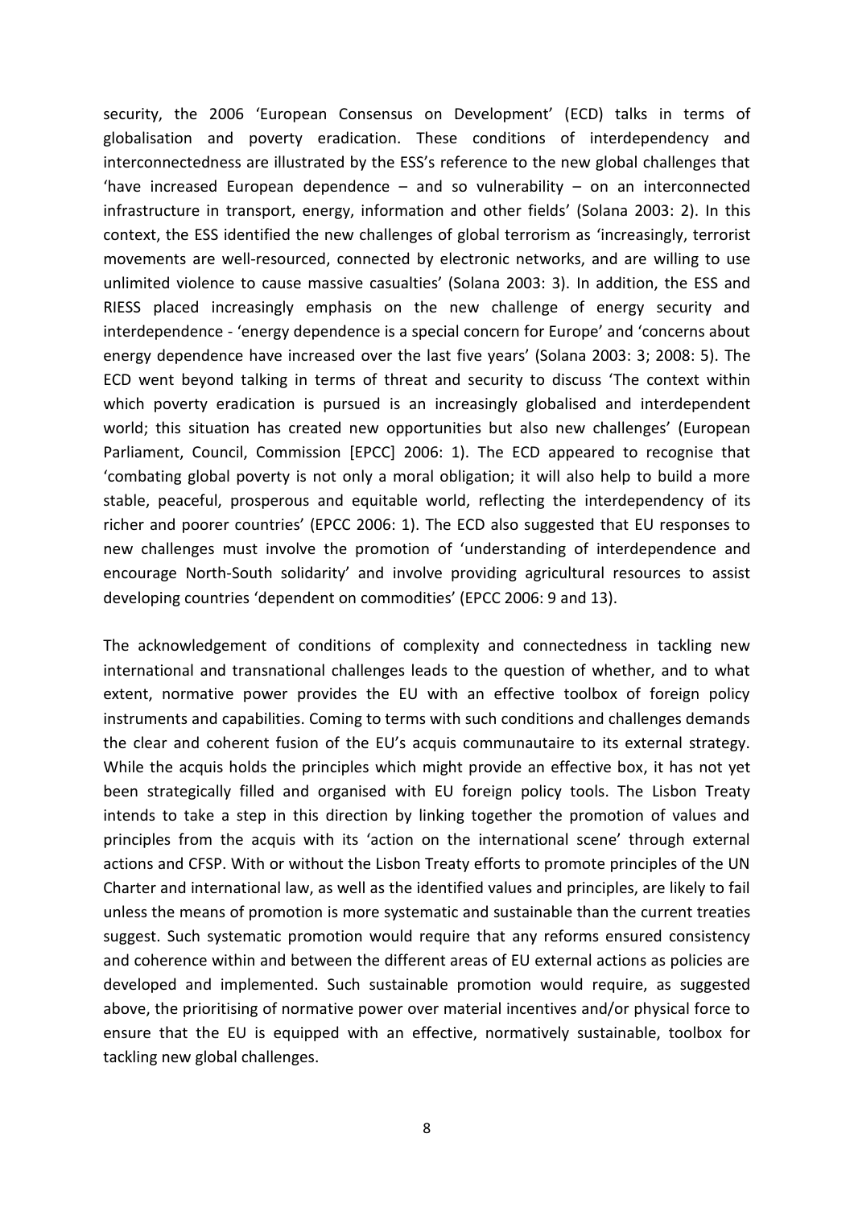security, the 2006 'European Consensus on Development' (ECD) talks in terms of globalisation and poverty eradication. These conditions of interdependency and interconnectedness are illustrated by the ESS's reference to the new global challenges that 'have increased European dependence – and so vulnerability – on an interconnected infrastructure in transport, energy, information and other fields' (Solana 2003: 2). In this context, the ESS identified the new challenges of global terrorism as 'increasingly, terrorist movements are well-resourced, connected by electronic networks, and are willing to use unlimited violence to cause massive casualties' (Solana 2003: 3). In addition, the ESS and RIESS placed increasingly emphasis on the new challenge of energy security and interdependence - 'energy dependence is a special concern for Europe' and 'concerns about energy dependence have increased over the last five years' (Solana 2003: 3; 2008: 5). The ECD went beyond talking in terms of threat and security to discuss 'The context within which poverty eradication is pursued is an increasingly globalised and interdependent world; this situation has created new opportunities but also new challenges' (European Parliament, Council, Commission [EPCC] 2006: 1). The ECD appeared to recognise that 'combating global poverty is not only a moral obligation; it will also help to build a more stable, peaceful, prosperous and equitable world, reflecting the interdependency of its richer and poorer countries' (EPCC 2006: 1). The ECD also suggested that EU responses to new challenges must involve the promotion of 'understanding of interdependence and encourage North-South solidarity' and involve providing agricultural resources to assist developing countries 'dependent on commodities' (EPCC 2006: 9 and 13).

The acknowledgement of conditions of complexity and connectedness in tackling new international and transnational challenges leads to the question of whether, and to what extent, normative power provides the EU with an effective toolbox of foreign policy instruments and capabilities. Coming to terms with such conditions and challenges demands the clear and coherent fusion of the EU's acquis communautaire to its external strategy. While the acquis holds the principles which might provide an effective box, it has not yet been strategically filled and organised with EU foreign policy tools. The Lisbon Treaty intends to take a step in this direction by linking together the promotion of values and principles from the acquis with its 'action on the international scene' through external actions and CFSP. With or without the Lisbon Treaty efforts to promote principles of the UN Charter and international law, as well as the identified values and principles, are likely to fail unless the means of promotion is more systematic and sustainable than the current treaties suggest. Such systematic promotion would require that any reforms ensured consistency and coherence within and between the different areas of EU external actions as policies are developed and implemented. Such sustainable promotion would require, as suggested above, the prioritising of normative power over material incentives and/or physical force to ensure that the EU is equipped with an effective, normatively sustainable, toolbox for tackling new global challenges.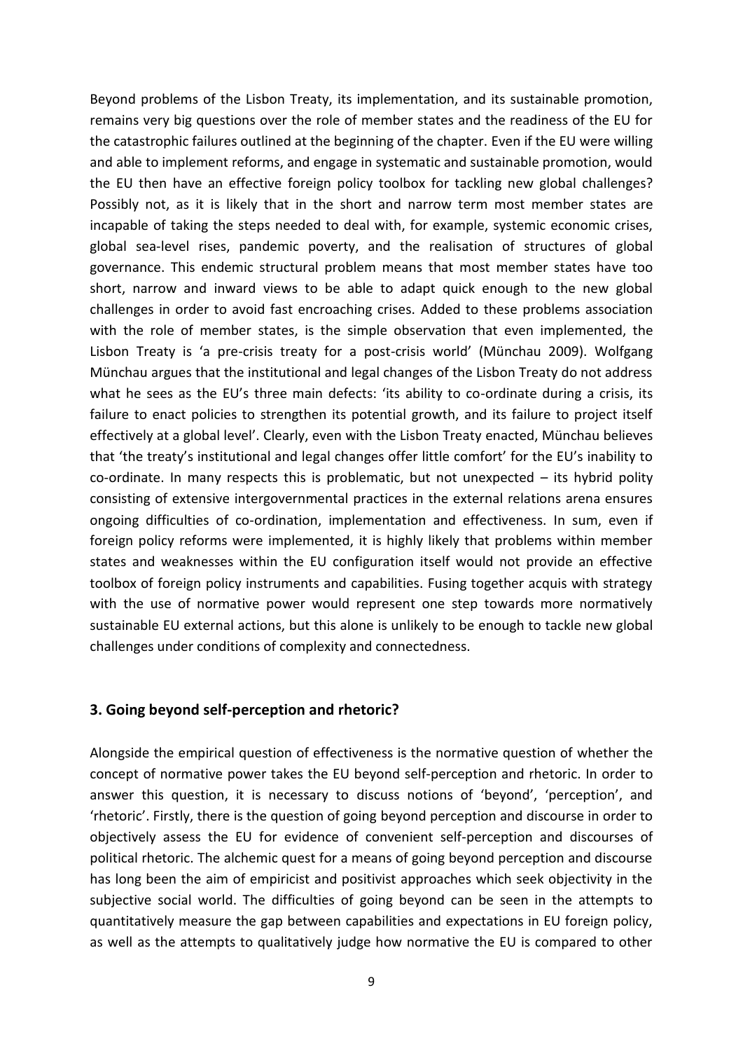Beyond problems of the Lisbon Treaty, its implementation, and its sustainable promotion, remains very big questions over the role of member states and the readiness of the EU for the catastrophic failures outlined at the beginning of the chapter. Even if the EU were willing and able to implement reforms, and engage in systematic and sustainable promotion, would the EU then have an effective foreign policy toolbox for tackling new global challenges? Possibly not, as it is likely that in the short and narrow term most member states are incapable of taking the steps needed to deal with, for example, systemic economic crises, global sea-level rises, pandemic poverty, and the realisation of structures of global governance. This endemic structural problem means that most member states have too short, narrow and inward views to be able to adapt quick enough to the new global challenges in order to avoid fast encroaching crises. Added to these problems association with the role of member states, is the simple observation that even implemented, the Lisbon Treaty is 'a pre-crisis treaty for a post-crisis world' (Münchau 2009). Wolfgang Münchau argues that the institutional and legal changes of the Lisbon Treaty do not address what he sees as the EU's three main defects: 'its ability to co-ordinate during a crisis, its failure to enact policies to strengthen its potential growth, and its failure to project itself effectively at a global level'. Clearly, even with the Lisbon Treaty enacted, Münchau believes that 'the treaty's institutional and legal changes offer little comfort' for the EU's inability to co-ordinate. In many respects this is problematic, but not unexpected – its hybrid polity consisting of extensive intergovernmental practices in the external relations arena ensures ongoing difficulties of co-ordination, implementation and effectiveness. In sum, even if foreign policy reforms were implemented, it is highly likely that problems within member states and weaknesses within the EU configuration itself would not provide an effective toolbox of foreign policy instruments and capabilities. Fusing together acquis with strategy with the use of normative power would represent one step towards more normatively sustainable EU external actions, but this alone is unlikely to be enough to tackle new global challenges under conditions of complexity and connectedness.

## 3. Going beyond self-perception and rhetoric?

Alongside the empirical question of effectiveness is the normative question of whether the concept of normative power takes the EU beyond self-perception and rhetoric. In order to answer this question, it is necessary to discuss notions of 'beyond', 'perception', and 'rhetoric'. Firstly, there is the question of going beyond perception and discourse in order to objectively assess the EU for evidence of convenient self-perception and discourses of political rhetoric. The alchemic quest for a means of going beyond perception and discourse has long been the aim of empiricist and positivist approaches which seek objectivity in the subjective social world. The difficulties of going beyond can be seen in the attempts to quantitatively measure the gap between capabilities and expectations in EU foreign policy, as well as the attempts to qualitatively judge how normative the EU is compared to other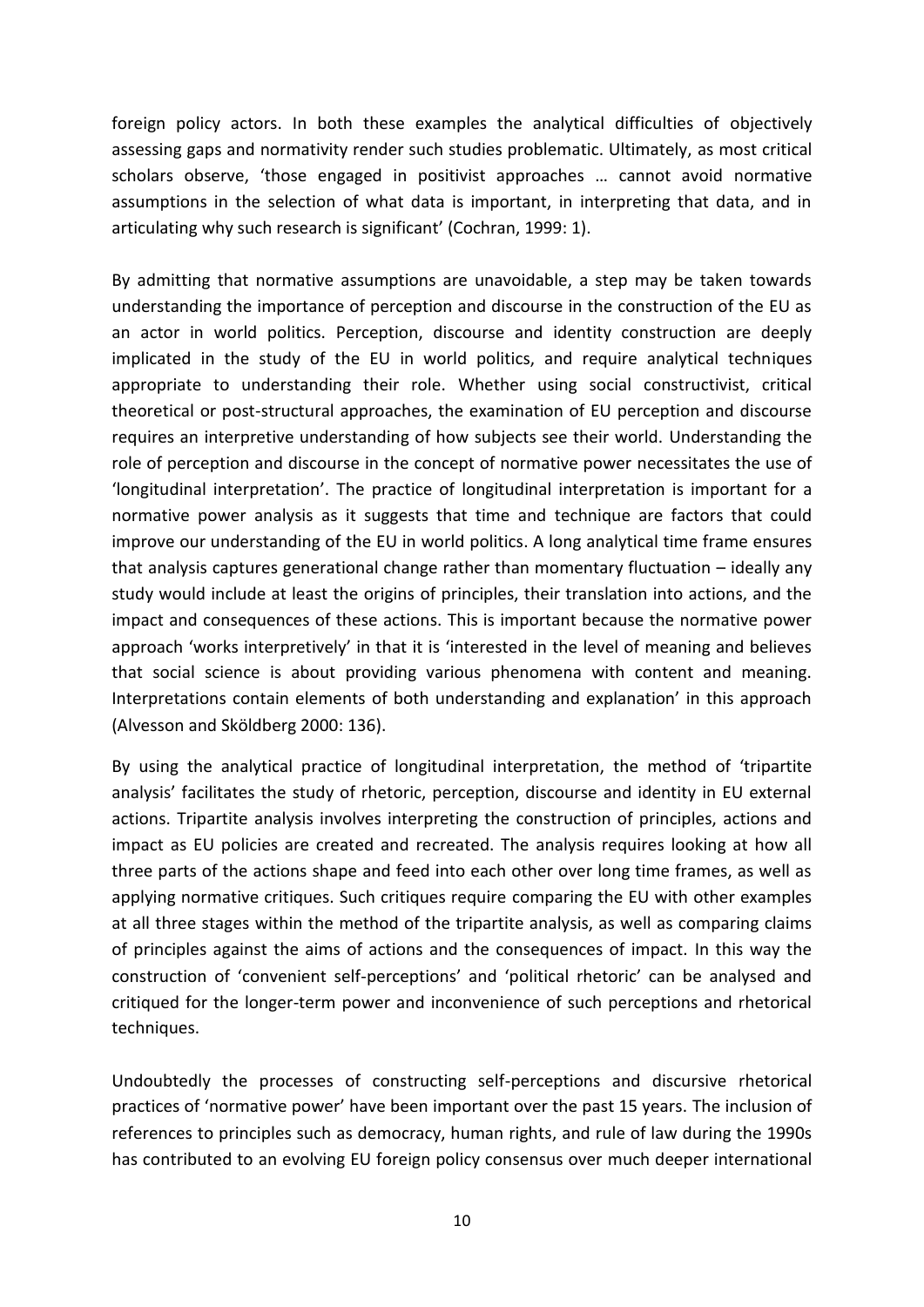foreign policy actors. In both these examples the analytical difficulties of objectively assessing gaps and normativity render such studies problematic. Ultimately, as most critical scholars observe, 'those engaged in positivist approaches … cannot avoid normative assumptions in the selection of what data is important, in interpreting that data, and in articulating why such research is significant' (Cochran, 1999: 1).

By admitting that normative assumptions are unavoidable, a step may be taken towards understanding the importance of perception and discourse in the construction of the EU as an actor in world politics. Perception, discourse and identity construction are deeply implicated in the study of the EU in world politics, and require analytical techniques appropriate to understanding their role. Whether using social constructivist, critical theoretical or post-structural approaches, the examination of EU perception and discourse requires an interpretive understanding of how subjects see their world. Understanding the role of perception and discourse in the concept of normative power necessitates the use of 'longitudinal interpretation'. The practice of longitudinal interpretation is important for a normative power analysis as it suggests that time and technique are factors that could improve our understanding of the EU in world politics. A long analytical time frame ensures that analysis captures generational change rather than momentary fluctuation – ideally any study would include at least the origins of principles, their translation into actions, and the impact and consequences of these actions. This is important because the normative power approach 'works interpretively' in that it is 'interested in the level of meaning and believes that social science is about providing various phenomena with content and meaning. Interpretations contain elements of both understanding and explanation' in this approach (Alvesson and Sköldberg 2000: 136).

By using the analytical practice of longitudinal interpretation, the method of 'tripartite analysis' facilitates the study of rhetoric, perception, discourse and identity in EU external actions. Tripartite analysis involves interpreting the construction of principles, actions and impact as EU policies are created and recreated. The analysis requires looking at how all three parts of the actions shape and feed into each other over long time frames, as well as applying normative critiques. Such critiques require comparing the EU with other examples at all three stages within the method of the tripartite analysis, as well as comparing claims of principles against the aims of actions and the consequences of impact. In this way the construction of 'convenient self-perceptions' and 'political rhetoric' can be analysed and critiqued for the longer-term power and inconvenience of such perceptions and rhetorical techniques.

Undoubtedly the processes of constructing self-perceptions and discursive rhetorical practices of 'normative power' have been important over the past 15 years. The inclusion of references to principles such as democracy, human rights, and rule of law during the 1990s has contributed to an evolving EU foreign policy consensus over much deeper international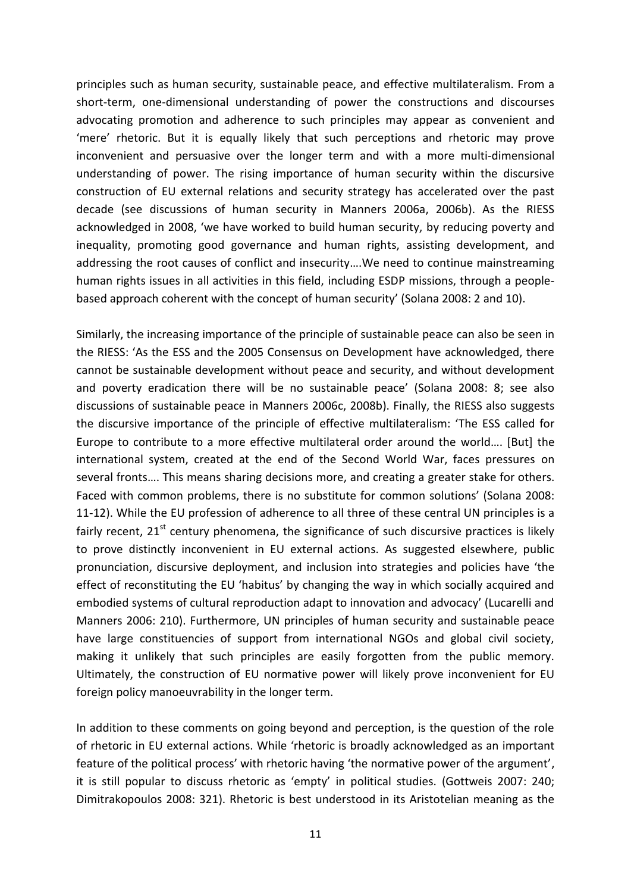principles such as human security, sustainable peace, and effective multilateralism. From a short-term, one-dimensional understanding of power the constructions and discourses advocating promotion and adherence to such principles may appear as convenient and 'mere' rhetoric. But it is equally likely that such perceptions and rhetoric may prove inconvenient and persuasive over the longer term and with a more multi-dimensional understanding of power. The rising importance of human security within the discursive construction of EU external relations and security strategy has accelerated over the past decade (see discussions of human security in Manners 2006a, 2006b). As the RIESS acknowledged in 2008, 'we have worked to build human security, by reducing poverty and inequality, promoting good governance and human rights, assisting development, and addressing the root causes of conflict and insecurity….We need to continue mainstreaming human rights issues in all activities in this field, including ESDP missions, through a people-based approach coherent with the concept of human security' (Solana 2008: 2 and 10).

Similarly, the increasing importance of the principle of sustainable peace can also be seen in the RIESS: 'As the ESS and the 2005 Consensus on Development have acknowledged, there cannot be sustainable development without peace and security, and without development and poverty eradication there will be no sustainable peace' (Solana 2008: 8; see also discussions of sustainable peace in Manners 2006c, 2008b). Finally, the RIESS also suggests the discursive importance of the principle of effective multilateralism: 'The ESS called for Europe to contribute to a more effective multilateral order around the world…. [But] the international system, created at the end of the Second World War, faces pressures on several fronts…. This means sharing decisions more, and creating a greater stake for others. Faced with common problems, there is no substitute for common solutions' (Solana 2008: 11-12). While the EU profession of adherence to all three of these central UN principles is a fairly recent, 21st century phenomena, the significance of such discursive practices is likely to prove distinctly inconvenient in EU external actions. As suggested elsewhere, public pronunciation, discursive deployment, and inclusion into strategies and policies have 'the effect of reconstituting the EU 'habitus' by changing the way in which socially acquired and embodied systems of cultural reproduction adapt to innovation and advocacy' (Lucarelli and Manners 2006: 210). Furthermore, UN principles of human security and sustainable peace have large constituencies of support from international NGOs and global civil society, making it unlikely that such principles are easily forgotten from the public memory. Ultimately, the construction of EU normative power will likely prove inconvenient for EU foreign policy manoeuvrability in the longer term.

In addition to these comments on going beyond and perception, is the question of the role of rhetoric in EU external actions. While 'rhetoric is broadly acknowledged as an important feature of the political process' with rhetoric having 'the normative power of the argument', it is still popular to discuss rhetoric as 'empty' in political studies. (Gottweis 2007: 240; Dimitrakopoulos 2008: 321). Rhetoric is best understood in its Aristotelian meaning as the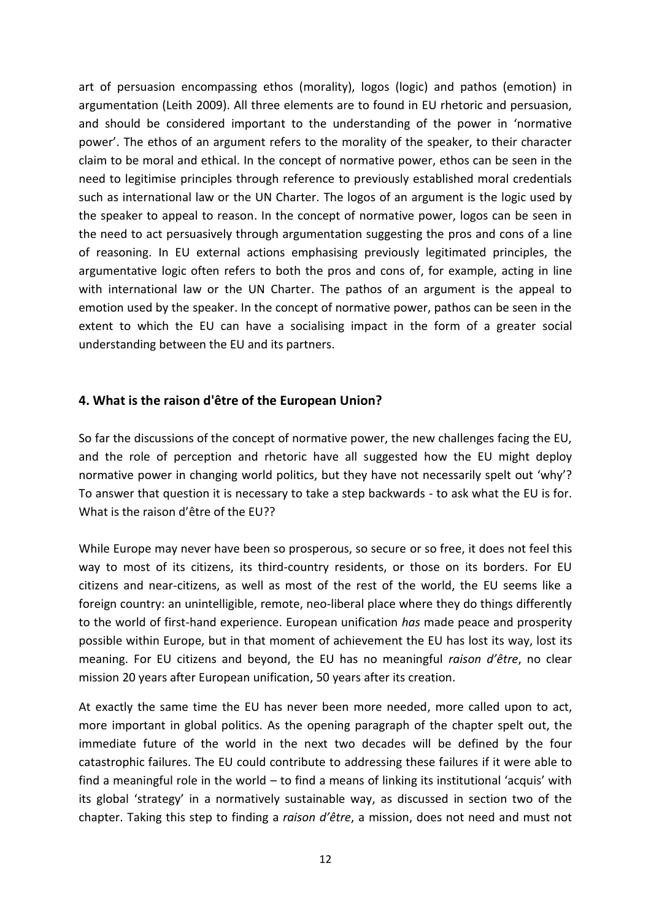art of persuasion encompassing ethos (morality), logos (logic) and pathos (emotion) in argumentation (Leith 2009). All three elements are to found in EU rhetoric and persuasion, and should be considered important to the understanding of the power in 'normative power'. The ethos of an argument refers to the morality of the speaker, to their character claim to be moral and ethical. In the concept of normative power, ethos can be seen in the need to legitimise principles through reference to previously established moral credentials such as international law or the UN Charter. The logos of an argument is the logic used by the speaker to appeal to reason. In the concept of normative power, logos can be seen in the need to act persuasively through argumentation suggesting the pros and cons of a line of reasoning. In EU external actions emphasising previously legitimated principles, the argumentative logic often refers to both the pros and cons of, for example, acting in line with international law or the UN Charter. The pathos of an argument is the appeal to emotion used by the speaker. In the concept of normative power, pathos can be seen in the extent to which the EU can have a socialising impact in the form of a greater social understanding between the EU and its partners.

## 4. What is the raison d'être of the European Union?

So far the discussions of the concept of normative power, the new challenges facing the EU, and the role of perception and rhetoric have all suggested how the EU might deploy normative power in changing world politics, but they have not necessarily spelt out 'why'? To answer that question it is necessary to take a step backwards - to ask what the EU is for. What is the raison d'être of the EU??

While Europe may never have been so prosperous, so secure or so free, it does not feel this way to most of its citizens, its third-country residents, or those on its borders. For EU citizens and near-citizens, as well as most of the rest of the world, the EU seems like a foreign country: an unintelligible, remote, neo-liberal place where they do things differently to the world of first-hand experience. European unification *has* made peace and prosperity possible within Europe, but in that moment of achievement the EU has lost its way, lost its meaning. For EU citizens and beyond, the EU has no meaningful *raison d'être*, no clear mission 20 years after European unification, 50 years after its creation.

At exactly the same time the EU has never been more needed, more called upon to act, more important in global politics. As the opening paragraph of the chapter spelt out, the immediate future of the world in the next two decades will be defined by the four catastrophic failures. The EU could contribute to addressing these failures if it were able to find a meaningful role in the world – to find a means of linking its institutional 'acquis' with its global 'strategy' in a normatively sustainable way, as discussed in section two of the chapter. Taking this step to finding a *raison d'être*, a mission, does not need and must not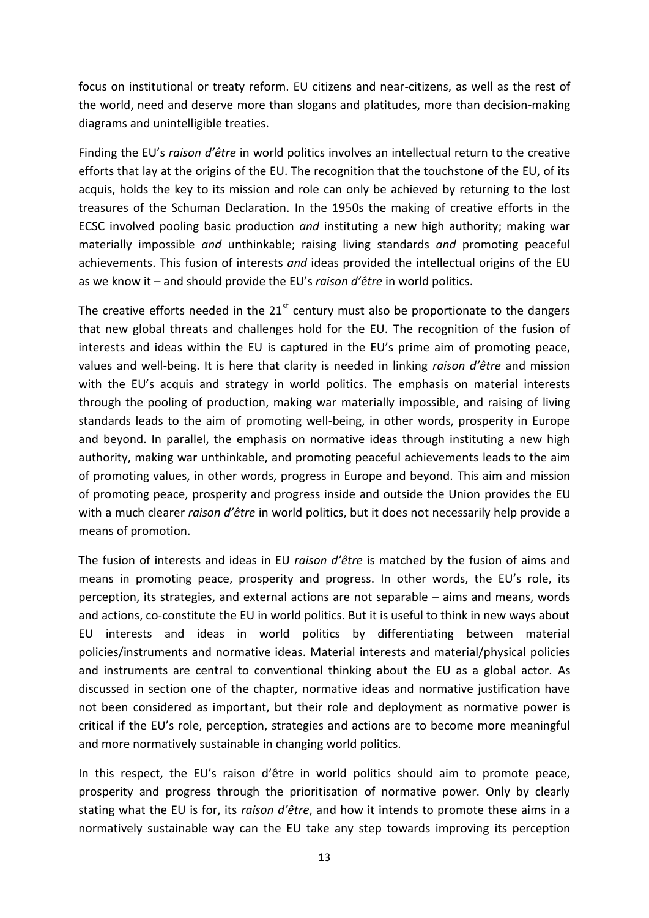focus on institutional or treaty reform. EU citizens and near-citizens, as well as the rest of the world, need and deserve more than slogans and platitudes, more than decision-making diagrams and unintelligible treaties.

Finding the EU's *raison d'être* in world politics involves an intellectual return to the creative efforts that lay at the origins of the EU. The recognition that the touchstone of the EU, of its acquis, holds the key to its mission and role can only be achieved by returning to the lost treasures of the Schuman Declaration. In the 1950s the making of creative efforts in the ECSC involved pooling basic production *and* instituting a new high authority; making war materially impossible *and* unthinkable; raising living standards *and* promoting peaceful achievements. This fusion of interests *and* ideas provided the intellectual origins of the EU as we know it – and should provide the EU's *raison d'être* in world politics.

The creative efforts needed in the 21st century must also be proportionate to the dangers that new global threats and challenges hold for the EU. The recognition of the fusion of interests and ideas within the EU is captured in the EU's prime aim of promoting peace, values and well-being. It is here that clarity is needed in linking *raison d'être* and mission with the EU's acquis and strategy in world politics. The emphasis on material interests through the pooling of production, making war materially impossible, and raising of living standards leads to the aim of promoting well-being, in other words, prosperity in Europe and beyond. In parallel, the emphasis on normative ideas through instituting a new high authority, making war unthinkable, and promoting peaceful achievements leads to the aim of promoting values, in other words, progress in Europe and beyond. This aim and mission of promoting peace, prosperity and progress inside and outside the Union provides the EU with a much clearer *raison d'être* in world politics, but it does not necessarily help provide a means of promotion.

The fusion of interests and ideas in EU *raison d'être* is matched by the fusion of aims and means in promoting peace, prosperity and progress. In other words, the EU's role, its perception, its strategies, and external actions are not separable – aims and means, words and actions, co-constitute the EU in world politics. But it is useful to think in new ways about EU interests and ideas in world politics by differentiating between material policies/instruments and normative ideas. Material interests and material/physical policies and instruments are central to conventional thinking about the EU as a global actor. As discussed in section one of the chapter, normative ideas and normative justification have not been considered as important, but their role and deployment as normative power is critical if the EU's role, perception, strategies and actions are to become more meaningful and more normatively sustainable in changing world politics.

In this respect, the EU's raison d'être in world politics should aim to promote peace, prosperity and progress through the prioritisation of normative power. Only by clearly stating what the EU is for, its *raison d'être*, and how it intends to promote these aims in a normatively sustainable way can the EU take any step towards improving its perception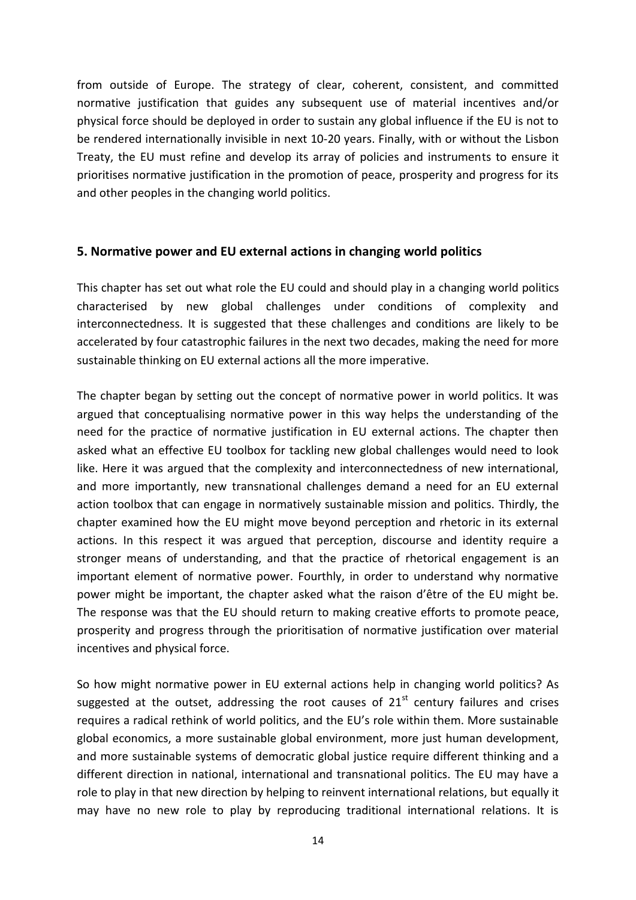from outside of Europe. The strategy of clear, coherent, consistent, and committed normative justification that guides any subsequent use of material incentives and/or physical force should be deployed in order to sustain any global influence if the EU is not to be rendered internationally invisible in next 10-20 years. Finally, with or without the Lisbon Treaty, the EU must refine and develop its array of policies and instruments to ensure it prioritises normative justification in the promotion of peace, prosperity and progress for its and other peoples in the changing world politics.

## 5. Normative power and EU external actions in changing world politics

This chapter has set out what role the EU could and should play in a changing world politics characterised by new global challenges under conditions of complexity and interconnectedness. It is suggested that these challenges and conditions are likely to be accelerated by four catastrophic failures in the next two decades, making the need for more sustainable thinking on EU external actions all the more imperative.

The chapter began by setting out the concept of normative power in world politics. It was argued that conceptualising normative power in this way helps the understanding of the need for the practice of normative justification in EU external actions. The chapter then asked what an effective EU toolbox for tackling new global challenges would need to look like. Here it was argued that the complexity and interconnectedness of new international, and more importantly, new transnational challenges demand a need for an EU external action toolbox that can engage in normatively sustainable mission and politics. Thirdly, the chapter examined how the EU might move beyond perception and rhetoric in its external actions. In this respect it was argued that perception, discourse and identity require a stronger means of understanding, and that the practice of rhetorical engagement is an important element of normative power. Fourthly, in order to understand why normative power might be important, the chapter asked what the raison d'être of the EU might be. The response was that the EU should return to making creative efforts to promote peace, prosperity and progress through the prioritisation of normative justification over material incentives and physical force.

So how might normative power in EU external actions help in changing world politics? As suggested at the outset, addressing the root causes of 21st century failures and crises requires a radical rethink of world politics, and the EU's role within them. More sustainable global economics, a more sustainable global environment, more just human development, and more sustainable systems of democratic global justice require different thinking and a different direction in national, international and transnational politics. The EU may have a role to play in that new direction by helping to reinvent international relations, but equally it may have no new role to play by reproducing traditional international relations. It is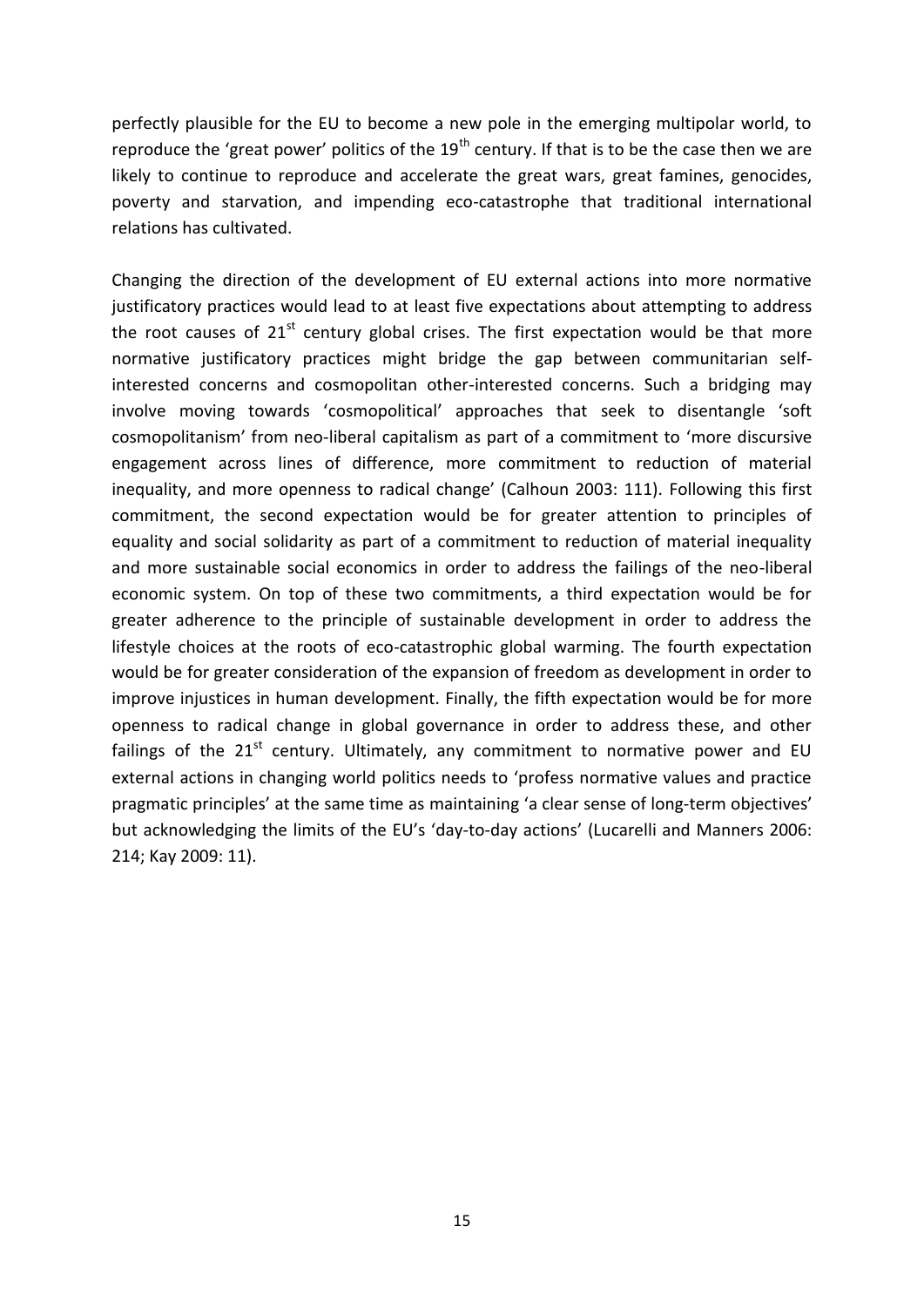perfectly plausible for the EU to become a new pole in the emerging multipolar world, to reproduce the 'great power' politics of the 19th century. If that is to be the case then we are likely to continue to reproduce and accelerate the great wars, great famines, genocides, poverty and starvation, and impending eco-catastrophe that traditional international relations has cultivated.

Changing the direction of the development of EU external actions into more normative justificatory practices would lead to at least five expectations about attempting to address the root causes of 21st century global crises. The first expectation would be that more normative justificatory practices might bridge the gap between communitarian self-interested concerns and cosmopolitan other-interested concerns. Such a bridging may involve moving towards 'cosmopolitical' approaches that seek to disentangle 'soft cosmopolitanism' from neo-liberal capitalism as part of a commitment to 'more discursive engagement across lines of difference, more commitment to reduction of material inequality, and more openness to radical change' (Calhoun 2003: 111). Following this first commitment, the second expectation would be for greater attention to principles of equality and social solidarity as part of a commitment to reduction of material inequality and more sustainable social economics in order to address the failings of the neo-liberal economic system. On top of these two commitments, a third expectation would be for greater adherence to the principle of sustainable development in order to address the lifestyle choices at the roots of eco-catastrophic global warming. The fourth expectation would be for greater consideration of the expansion of freedom as development in order to improve injustices in human development. Finally, the fifth expectation would be for more openness to radical change in global governance in order to address these, and other failings of the 21st century. Ultimately, any commitment to normative power and EU external actions in changing world politics needs to 'profess normative values and practice pragmatic principles' at the same time as maintaining 'a clear sense of long-term objectives' but acknowledging the limits of the EU's 'day-to-day actions' (Lucarelli and Manners 2006: 214; Kay 2009: 11).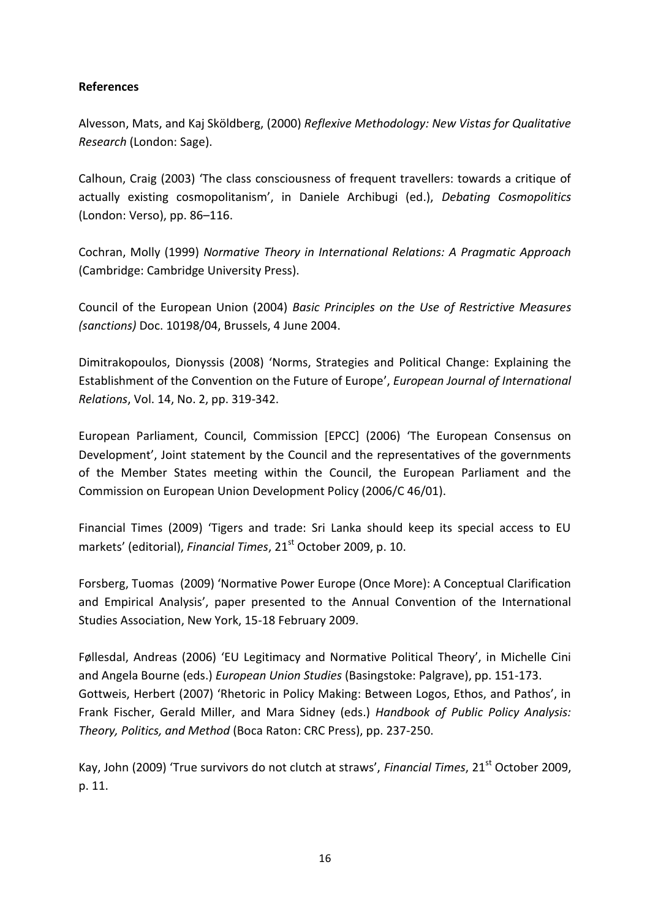**References**

Alvesson, Mats, and Kaj Sköldberg, (2000) *Reflexive Methodology: New Vistas for Qualitative Research* (London: Sage).

Calhoun, Craig (2003) 'The class consciousness of frequent travellers: towards a critique of actually existing cosmopolitanism', in Daniele Archibugi (ed.), *Debating Cosmopolitics* (London: Verso), pp. 86–116.

Cochran, Molly (1999) *Normative Theory in International Relations: A Pragmatic Approach* (Cambridge: Cambridge University Press).

Council of the European Union (2004) *Basic Principles on the Use of Restrictive Measures (sanctions)* Doc. 10198/04, Brussels, 4 June 2004.

Dimitrakopoulos, Dionyssis (2008) 'Norms, Strategies and Political Change: Explaining the Establishment of the Convention on the Future of Europe', *European Journal of International Relations*, Vol. 14, No. 2, pp. 319-342.

European Parliament, Council, Commission [EPCC] (2006) 'The European Consensus on Development', Joint statement by the Council and the representatives of the governments of the Member States meeting within the Council, the European Parliament and the Commission on European Union Development Policy (2006/C 46/01).

Financial Times (2009) 'Tigers and trade: Sri Lanka should keep its special access to EU markets' (editorial), *Financial Times*, 21st October 2009, p. 10.

Forsberg, Tuomas (2009) 'Normative Power Europe (Once More): A Conceptual Clarification and Empirical Analysis', paper presented to the Annual Convention of the International Studies Association, New York, 15-18 February 2009.

Føllesdal, Andreas (2006) 'EU Legitimacy and Normative Political Theory', in Michelle Cini and Angela Bourne (eds.) *European Union Studies* (Basingstoke: Palgrave), pp. 151-173.

Gottweis, Herbert (2007) 'Rhetoric in Policy Making: Between Logos, Ethos, and Pathos', in Frank Fischer, Gerald Miller, and Mara Sidney (eds.) *Handbook of Public Policy Analysis: Theory, Politics, and Method* (Boca Raton: CRC Press), pp. 237-250.

Kay, John (2009) 'True survivors do not clutch at straws', *Financial Times*, 21st October 2009, p. 11.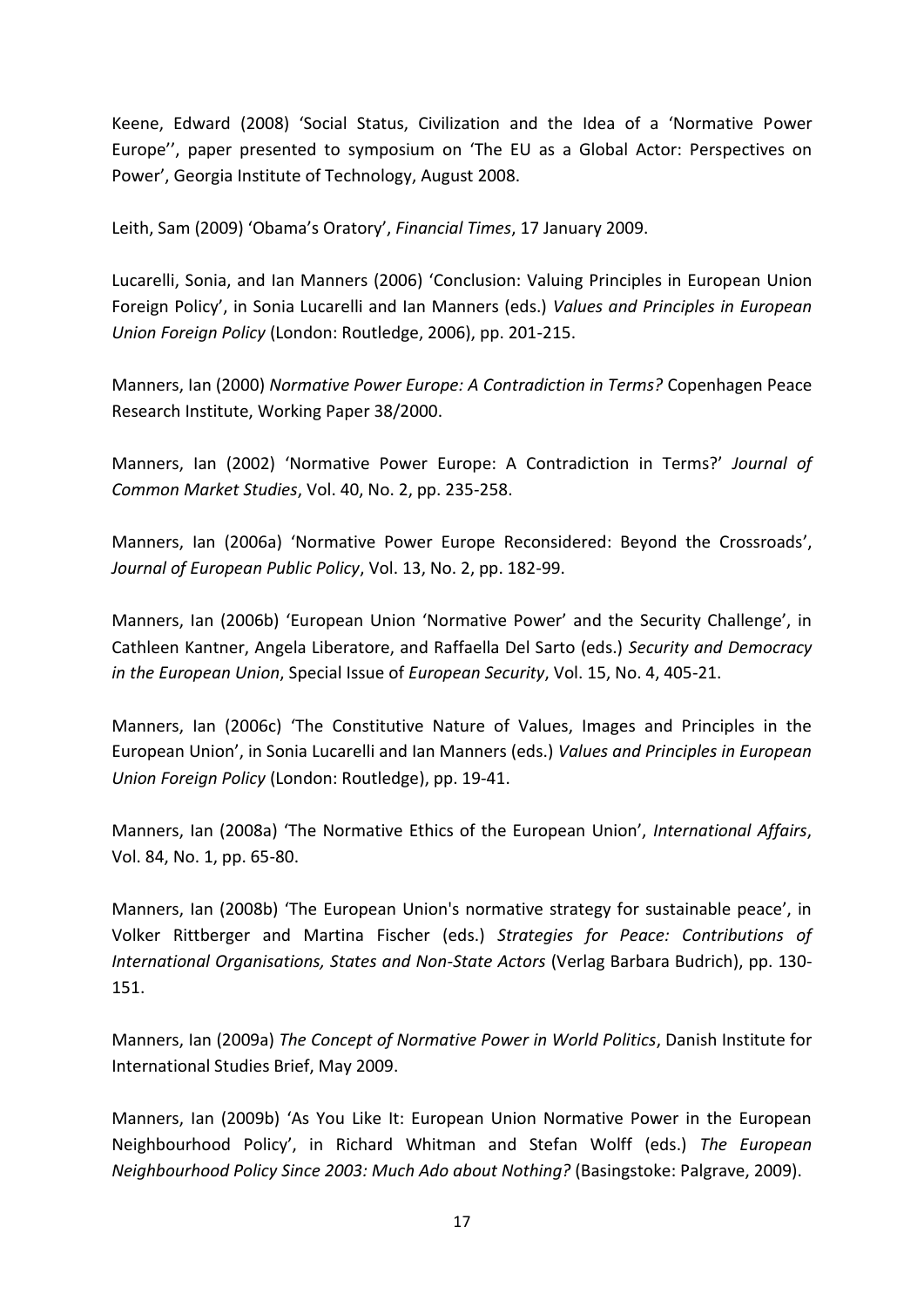Keene, Edward (2008) 'Social Status, Civilization and the Idea of a 'Normative Power Europe'', paper presented to symposium on 'The EU as a Global Actor: Perspectives on Power', Georgia Institute of Technology, August 2008.

Leith, Sam (2009) 'Obama's Oratory', *Financial Times*, 17 January 2009.

Lucarelli, Sonia, and Ian Manners (2006) 'Conclusion: Valuing Principles in European Union Foreign Policy', in Sonia Lucarelli and Ian Manners (eds.) *Values and Principles in European Union Foreign Policy* (London: Routledge, 2006), pp. 201-215.

Manners, Ian (2000) *Normative Power Europe: A Contradiction in Terms?* Copenhagen Peace Research Institute, Working Paper 38/2000.

Manners, Ian (2002) 'Normative Power Europe: A Contradiction in Terms?' *Journal of Common Market Studies*, Vol. 40, No. 2, pp. 235-258.

Manners, Ian (2006a) 'Normative Power Europe Reconsidered: Beyond the Crossroads', *Journal of European Public Policy*, Vol. 13, No. 2, pp. 182-99.

Manners, Ian (2006b) 'European Union 'Normative Power' and the Security Challenge', in Cathleen Kantner, Angela Liberatore, and Raffaella Del Sarto (eds.) *Security and Democracy in the European Union*, Special Issue of *European Security*, Vol. 15, No. 4, 405-21.

Manners, Ian (2006c) 'The Constitutive Nature of Values, Images and Principles in the European Union', in Sonia Lucarelli and Ian Manners (eds.) *Values and Principles in European Union Foreign Policy* (London: Routledge), pp. 19-41.

Manners, Ian (2008a) 'The Normative Ethics of the European Union', *International Affairs*, Vol. 84, No. 1, pp. 65-80.

Manners, Ian (2008b) 'The European Union's normative strategy for sustainable peace', in Volker Rittberger and Martina Fischer (eds.) *Strategies for Peace: Contributions of International Organisations, States and Non-State Actors* (Verlag Barbara Budrich), pp. 130-151.

Manners, Ian (2009a) *The Concept of Normative Power in World Politics*, Danish Institute for International Studies Brief, May 2009.

Manners, Ian (2009b) 'As You Like It: European Union Normative Power in the European Neighbourhood Policy', in Richard Whitman and Stefan Wolff (eds.) *The European Neighbourhood Policy Since 2003: Much Ado about Nothing?* (Basingstoke: Palgrave, 2009).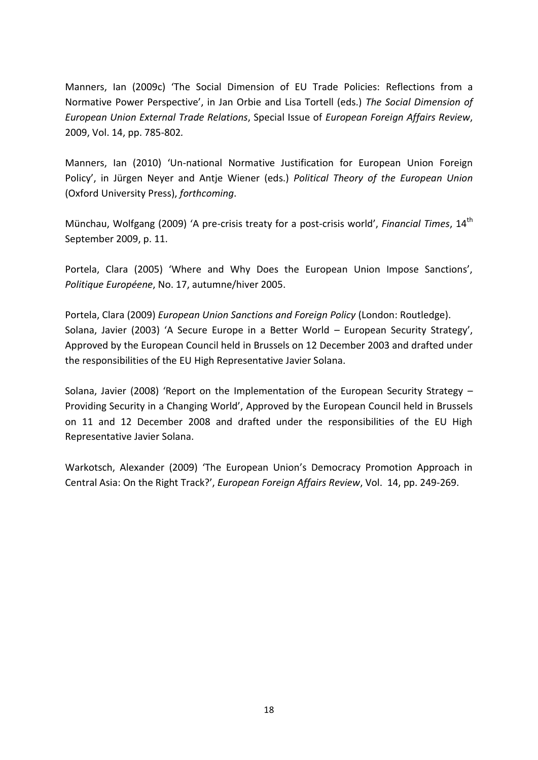Manners, Ian (2009c) 'The Social Dimension of EU Trade Policies: Reflections from a Normative Power Perspective', in Jan Orbie and Lisa Tortell (eds.) *The Social Dimension of European Union External Trade Relations*, Special Issue of *European Foreign Affairs Review*, 2009, Vol. 14, pp. 785-802.

Manners, Ian (2010) 'Un-national Normative Justification for European Union Foreign Policy', in Jürgen Neyer and Antje Wiener (eds.) *Political Theory of the European Union* (Oxford University Press), *forthcoming*.

Münchau, Wolfgang (2009) 'A pre-crisis treaty for a post-crisis world', *Financial Times*, 14th September 2009, p. 11.

Portela, Clara (2005) 'Where and Why Does the European Union Impose Sanctions', *Politique Européene*, No. 17, autumne/hiver 2005.

Portela, Clara (2009) *European Union Sanctions and Foreign Policy* (London: Routledge).

Solana, Javier (2003) 'A Secure Europe in a Better World – European Security Strategy', Approved by the European Council held in Brussels on 12 December 2003 and drafted under the responsibilities of the EU High Representative Javier Solana.

Solana, Javier (2008) 'Report on the Implementation of the European Security Strategy – Providing Security in a Changing World', Approved by the European Council held in Brussels on 11 and 12 December 2008 and drafted under the responsibilities of the EU High Representative Javier Solana.

Warkotsch, Alexander (2009) 'The European Union's Democracy Promotion Approach in Central Asia: On the Right Track?', *European Foreign Affairs Review*, Vol. 14, pp. 249-269.